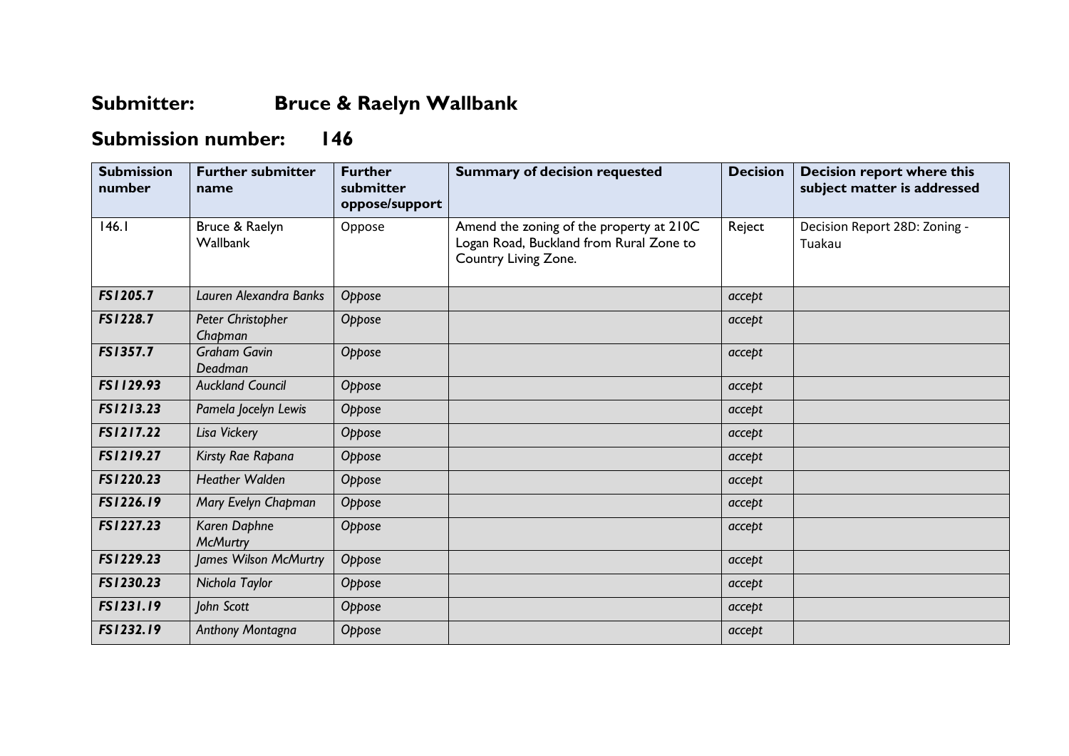# Submitter: Bruce & Raelyn Wallbank

# Submission number: 146

| Submission number | Further submitter name | Further submitter oppose/support | Summary of decision requested | Decision | Decision report where this subject matter is addressed |
|---|---|---|---|---|---|
| 146.1 | Bruce & Raelyn Wallbank | Oppose | Amend the zoning of the property at 210C Logan Road, Buckland from Rural Zone to Country Living Zone. | Reject | Decision Report 28D: Zoning - Tuakau |
| ***FS1205.7*** | *Lauren Alexandra Banks* | *Oppose* | | *accept* | |
| ***FS1228.7*** | *Peter Christopher Chapman* | *Oppose* | | *accept* | |
| ***FS1357.7*** | *Graham Gavin Deadman* | *Oppose* | | *accept* | |
| ***FS1129.93*** | *Auckland Council* | *Oppose* | | *accept* | |
| ***FS1213.23*** | *Pamela Jocelyn Lewis* | *Oppose* | | *accept* | |
| ***FS1217.22*** | *Lisa Vickery* | *Oppose* | | *accept* | |
| ***FS1219.27*** | *Kirsty Rae Rapana* | *Oppose* | | *accept* | |
| ***FS1220.23*** | *Heather Walden* | *Oppose* | | *accept* | |
| ***FS1226.19*** | *Mary Evelyn Chapman* | *Oppose* | | *accept* | |
| ***FS1227.23*** | *Karen Daphne McMurtry* | *Oppose* | | *accept* | |
| ***FS1229.23*** | *James Wilson McMurtry* | *Oppose* | | *accept* | |
| ***FS1230.23*** | *Nichola Taylor* | *Oppose* | | *accept* | |
| ***FS1231.19*** | *John Scott* | *Oppose* | | *accept* | |
| ***FS1232.19*** | *Anthony Montagna* | *Oppose* | | *accept* | |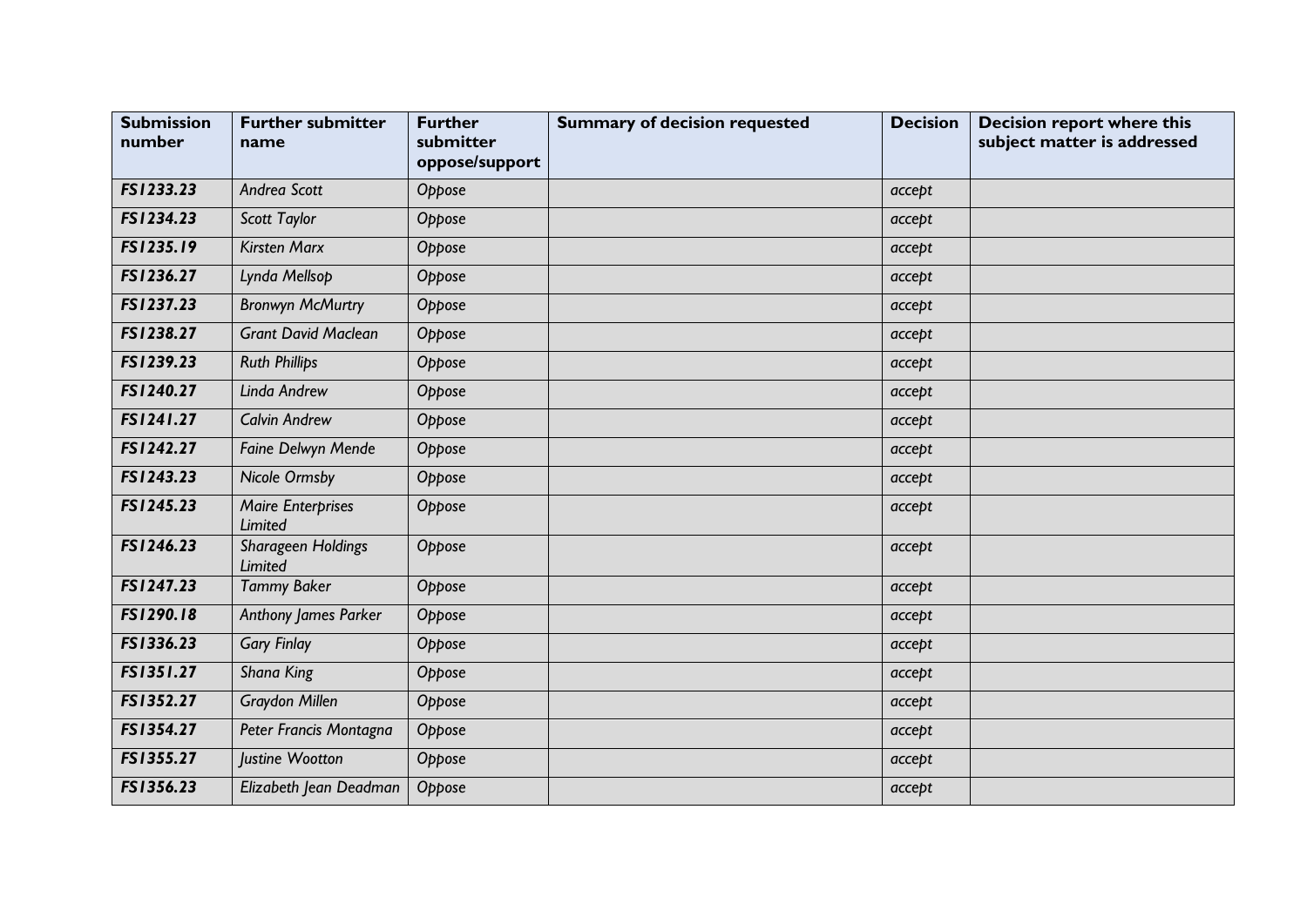| Submission number | Further submitter name | Further submitter oppose/support | Summary of decision requested | Decision | Decision report where this subject matter is addressed |
|---|---|---|---|---|---|
| ***FS1233.23*** | *Andrea Scott* | *Oppose* | | *accept* | |
| ***FS1234.23*** | *Scott Taylor* | *Oppose* | | *accept* | |
| ***FS1235.19*** | *Kirsten Marx* | *Oppose* | | *accept* | |
| ***FS1236.27*** | *Lynda Mellsop* | *Oppose* | | *accept* | |
| ***FS1237.23*** | *Bronwyn McMurtry* | *Oppose* | | *accept* | |
| ***FS1238.27*** | *Grant David Maclean* | *Oppose* | | *accept* | |
| ***FS1239.23*** | *Ruth Phillips* | *Oppose* | | *accept* | |
| ***FS1240.27*** | *Linda Andrew* | *Oppose* | | *accept* | |
| ***FS1241.27*** | *Calvin Andrew* | *Oppose* | | *accept* | |
| ***FS1242.27*** | *Faine Delwyn Mende* | *Oppose* | | *accept* | |
| ***FS1243.23*** | *Nicole Ormsby* | *Oppose* | | *accept* | |
| ***FS1245.23*** | *Maire Enterprises Limited* | *Oppose* | | *accept* | |
| ***FS1246.23*** | *Sharageen Holdings Limited* | *Oppose* | | *accept* | |
| ***FS1247.23*** | *Tammy Baker* | *Oppose* | | *accept* | |
| ***FS1290.18*** | *Anthony James Parker* | *Oppose* | | *accept* | |
| ***FS1336.23*** | *Gary Finlay* | *Oppose* | | *accept* | |
| ***FS1351.27*** | *Shana King* | *Oppose* | | *accept* | |
| ***FS1352.27*** | *Graydon Millen* | *Oppose* | | *accept* | |
| ***FS1354.27*** | *Peter Francis Montagna* | *Oppose* | | *accept* | |
| ***FS1355.27*** | *Justine Wootton* | *Oppose* | | *accept* | |
| ***FS1356.23*** | *Elizabeth Jean Deadman* | *Oppose* | | *accept* | |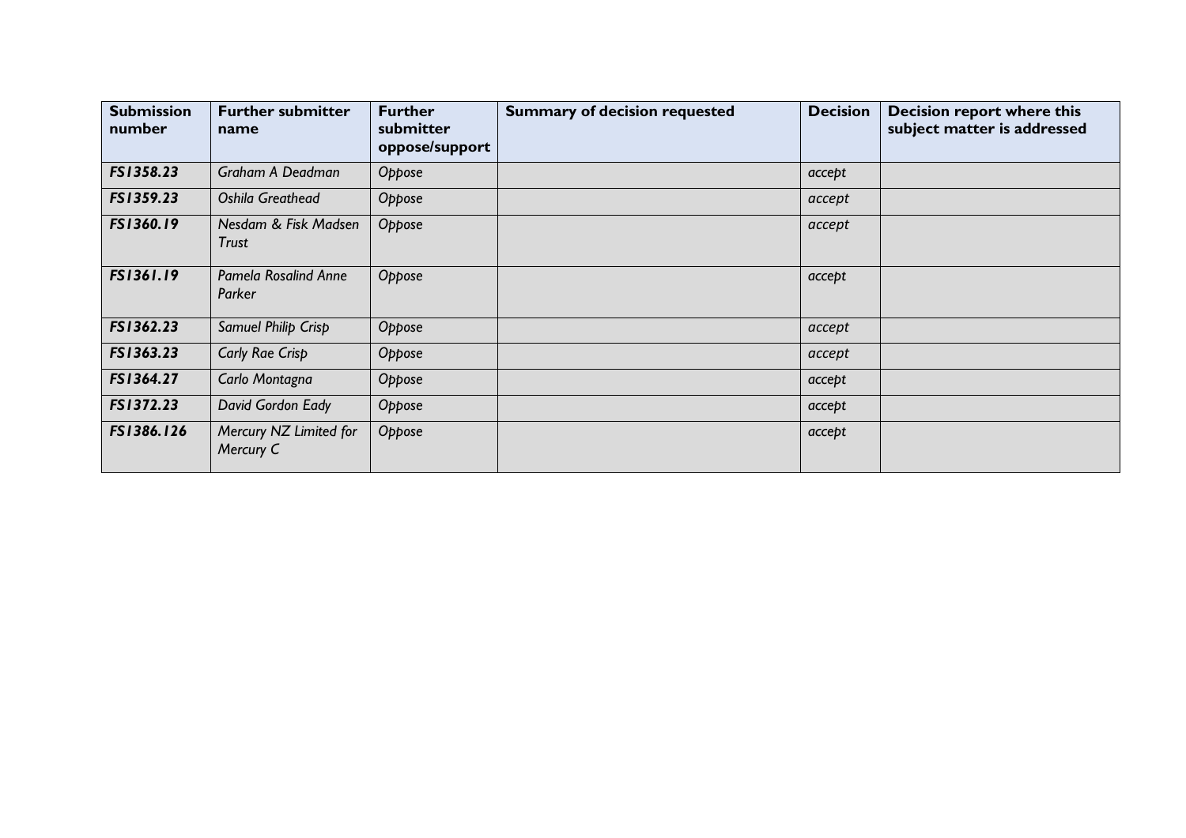| Submission number | Further submitter name | Further submitter oppose/support | Summary of decision requested | Decision | Decision report where this subject matter is addressed |
|---|---|---|---|---|---|
| ***FS1358.23*** | *Graham A Deadman* | *Oppose* | | *accept* | |
| ***FS1359.23*** | *Oshila Greathead* | *Oppose* | | *accept* | |
| ***FS1360.19*** | *Nesdam & Fisk Madsen Trust* | *Oppose* | | *accept* | |
| ***FS1361.19*** | *Pamela Rosalind Anne Parker* | *Oppose* | | *accept* | |
| ***FS1362.23*** | *Samuel Philip Crisp* | *Oppose* | | *accept* | |
| ***FS1363.23*** | *Carly Rae Crisp* | *Oppose* | | *accept* | |
| ***FS1364.27*** | *Carlo Montagna* | *Oppose* | | *accept* | |
| ***FS1372.23*** | *David Gordon Eady* | *Oppose* | | *accept* | |
| ***FS1386.126*** | *Mercury NZ Limited for Mercury C* | *Oppose* | | *accept* | |